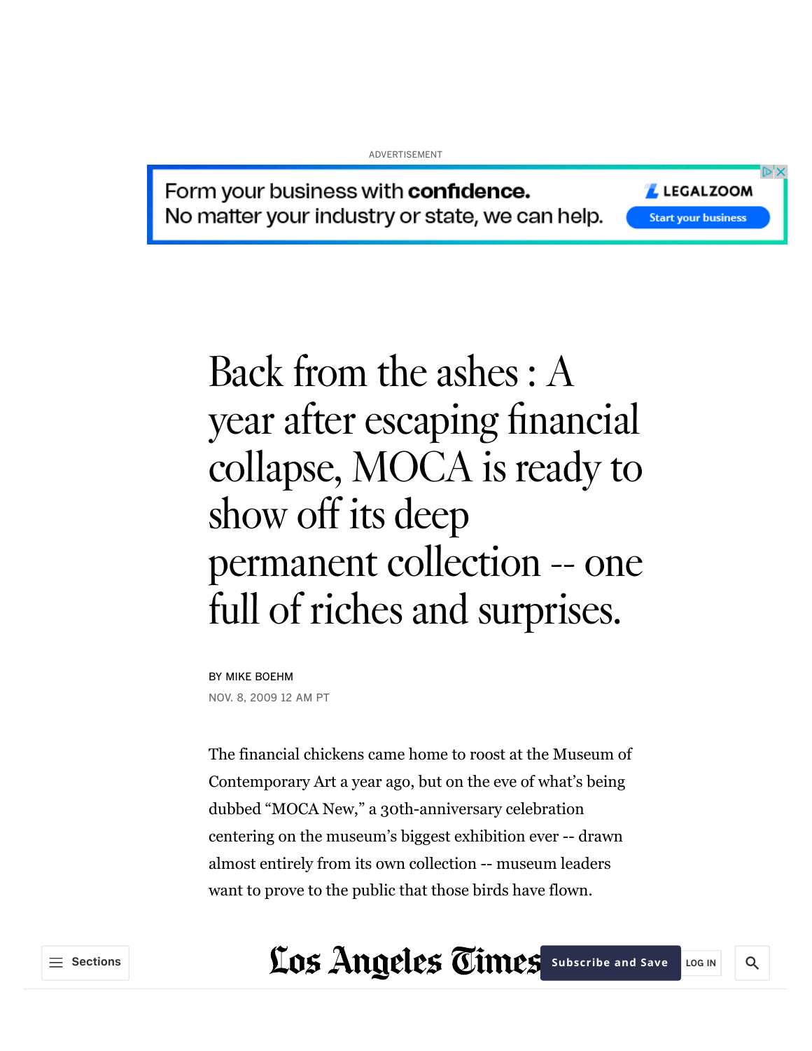# Back from the ashes : A year after escaping financial collapse, MOCA is ready to show off its deep permanent collection -- one full of riches and surprises.

BY MIKE BOEHM

NOV. 8, 2009 12 AM PT

The financial chickens came home to roost at the Museum of Contemporary Art a year ago, but on the eve of what's being dubbed "MOCA New," a 30th-anniversary celebration centering on the museum's biggest exhibition ever -- drawn almost entirely from its own collection -- museum leaders want to prove to the public that those birds have flown.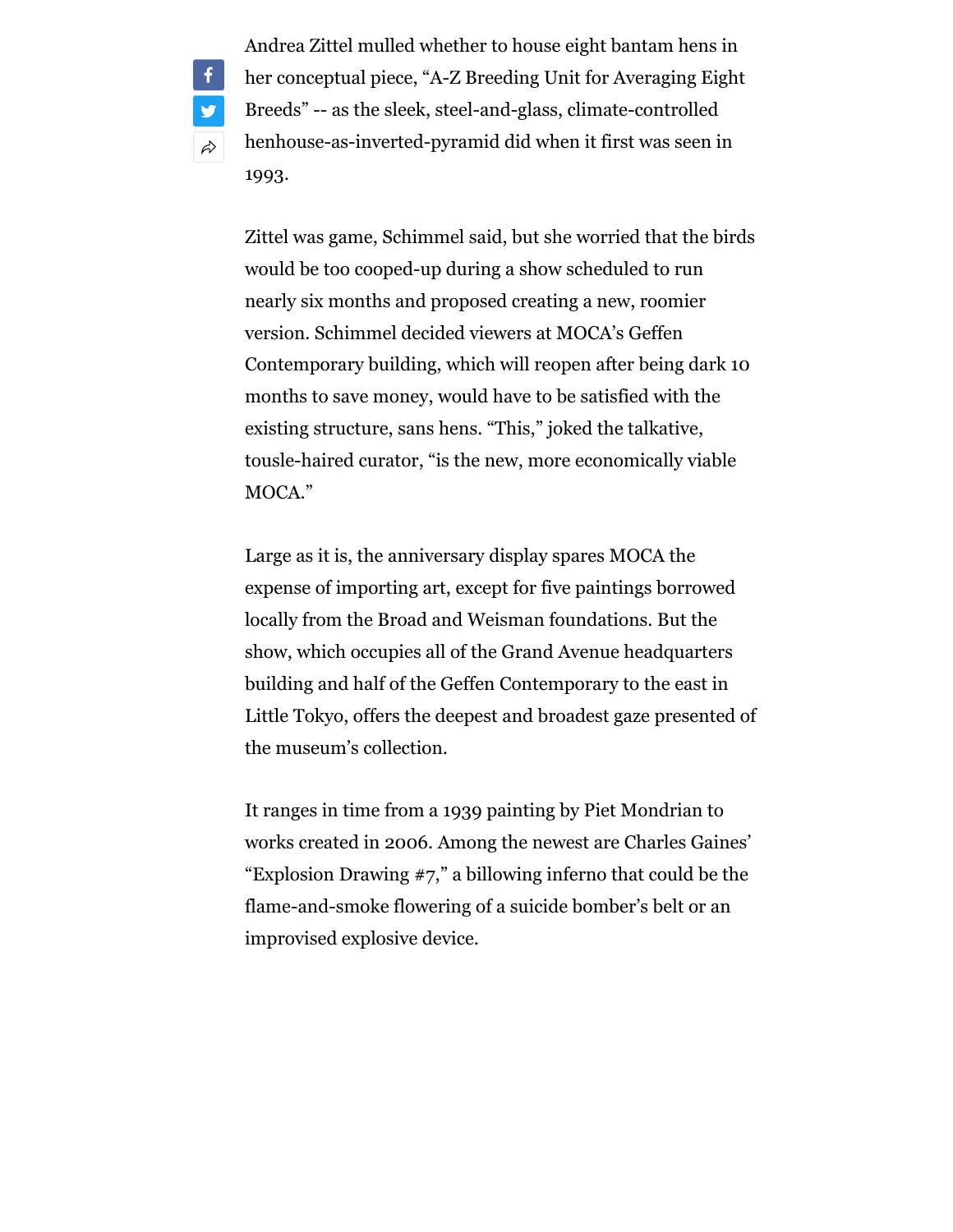Andrea Zittel mulled whether to house eight bantam hens in her conceptual piece, "A-Z Breeding Unit for Averaging Eight Breeds" -- as the sleek, steel-and-glass, climate-controlled henhouse-as-inverted-pyramid did when it first was seen in 1993.

Zittel was game, Schimmel said, but she worried that the birds would be too cooped-up during a show scheduled to run nearly six months and proposed creating a new, roomier version. Schimmel decided viewers at MOCA's Geffen Contemporary building, which will reopen after being dark 10 months to save money, would have to be satisfied with the existing structure, sans hens. "This," joked the talkative, tousle-haired curator, "is the new, more economically viable MOCA."

Large as it is, the anniversary display spares MOCA the expense of importing art, except for five paintings borrowed locally from the Broad and Weisman foundations. But the show, which occupies all of the Grand Avenue headquarters building and half of the Geffen Contemporary to the east in Little Tokyo, offers the deepest and broadest gaze presented of the museum's collection.

It ranges in time from a 1939 painting by Piet Mondrian to works created in 2006. Among the newest are Charles Gaines' "Explosion Drawing #7," a billowing inferno that could be the flame-and-smoke flowering of a suicide bomber's belt or an improvised explosive device.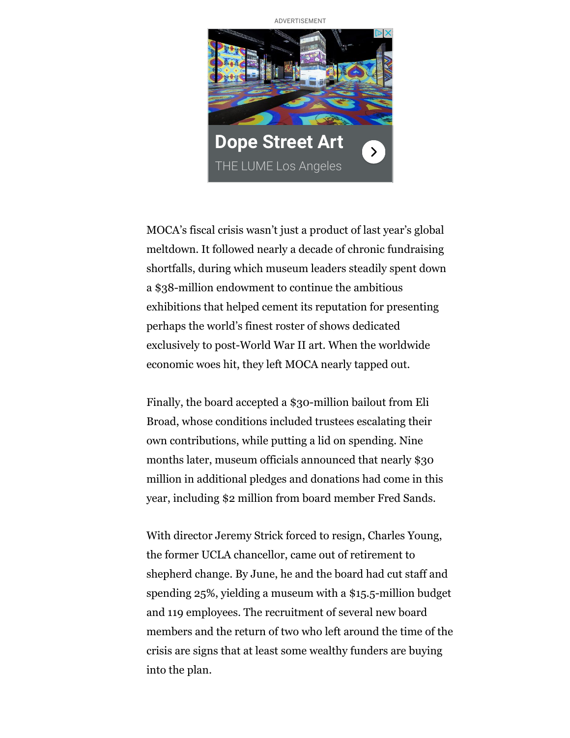MOCA’s fiscal crisis wasn’t just a product of last year’s global meltdown. It followed nearly a decade of chronic fundraising shortfalls, during which museum leaders steadily spent down a $38-million endowment to continue the ambitious exhibitions that helped cement its reputation for presenting perhaps the world’s finest roster of shows dedicated exclusively to post-World War II art. When the worldwide economic woes hit, they left MOCA nearly tapped out.

Finally, the board accepted a $30-million bailout from Eli Broad, whose conditions included trustees escalating their own contributions, while putting a lid on spending. Nine months later, museum officials announced that nearly $30 million in additional pledges and donations had come in this year, including $2 million from board member Fred Sands.

With director Jeremy Strick forced to resign, Charles Young, the former UCLA chancellor, came out of retirement to shepherd change. By June, he and the board had cut staff and spending 25%, yielding a museum with a $15.5-million budget and 119 employees. The recruitment of several new board members and the return of two who left around the time of the crisis are signs that at least some wealthy funders are buying into the plan.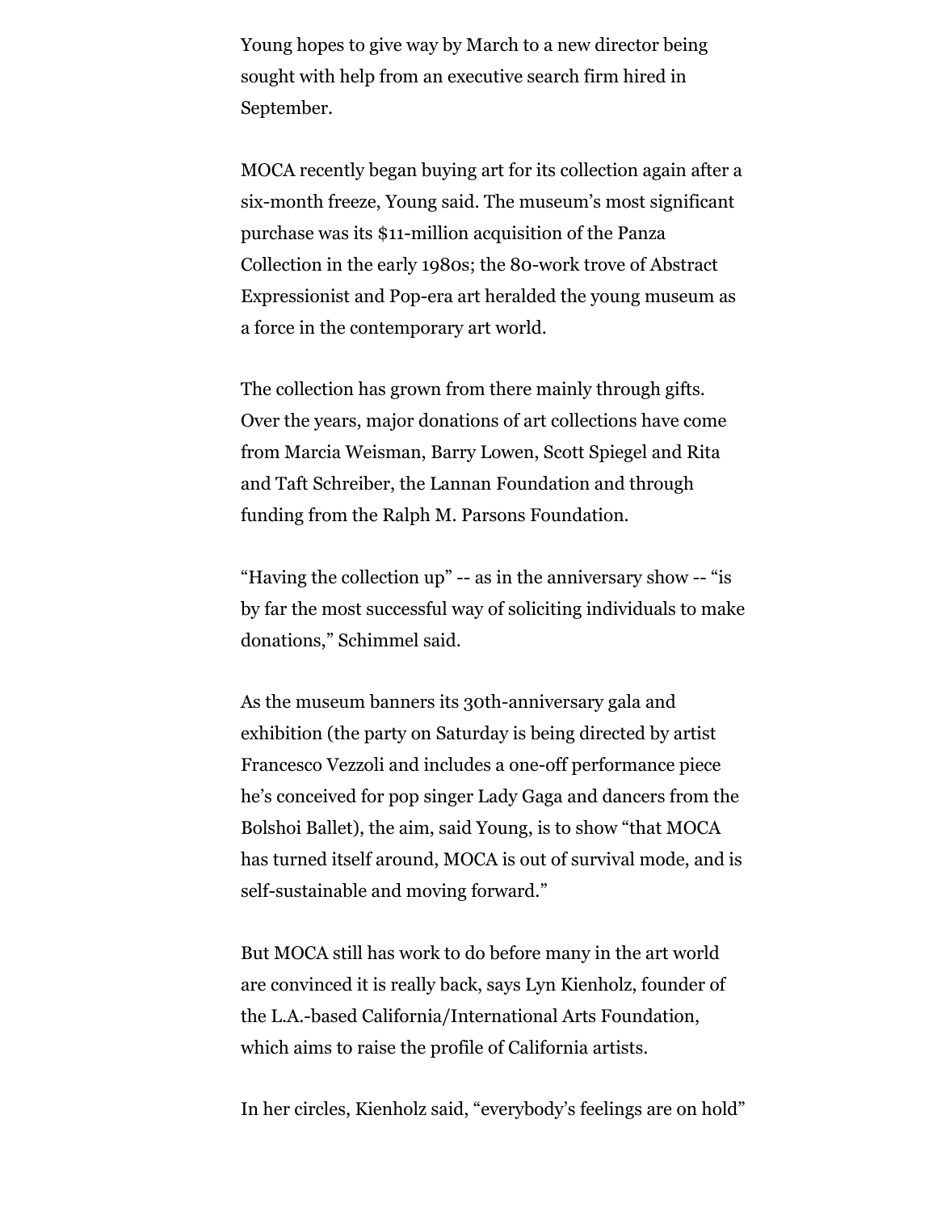Young hopes to give way by March to a new director being sought with help from an executive search firm hired in September.

MOCA recently began buying art for its collection again after a six-month freeze, Young said. The museum’s most significant purchase was its $11-million acquisition of the Panza Collection in the early 1980s; the 80-work trove of Abstract Expressionist and Pop-era art heralded the young museum as a force in the contemporary art world.

The collection has grown from there mainly through gifts. Over the years, major donations of art collections have come from Marcia Weisman, Barry Lowen, Scott Spiegel and Rita and Taft Schreiber, the Lannan Foundation and through funding from the Ralph M. Parsons Foundation.

“Having the collection up” -- as in the anniversary show -- “is by far the most successful way of soliciting individuals to make donations,” Schimmel said.

As the museum banners its 30th-anniversary gala and exhibition (the party on Saturday is being directed by artist Francesco Vezzoli and includes a one-off performance piece he’s conceived for pop singer Lady Gaga and dancers from the Bolshoi Ballet), the aim, said Young, is to show “that MOCA has turned itself around, MOCA is out of survival mode, and is self-sustainable and moving forward.”

But MOCA still has work to do before many in the art world are convinced it is really back, says Lyn Kienholz, founder of the L.A.-based California/International Arts Foundation, which aims to raise the profile of California artists.

In her circles, Kienholz said, “everybody’s feelings are on hold”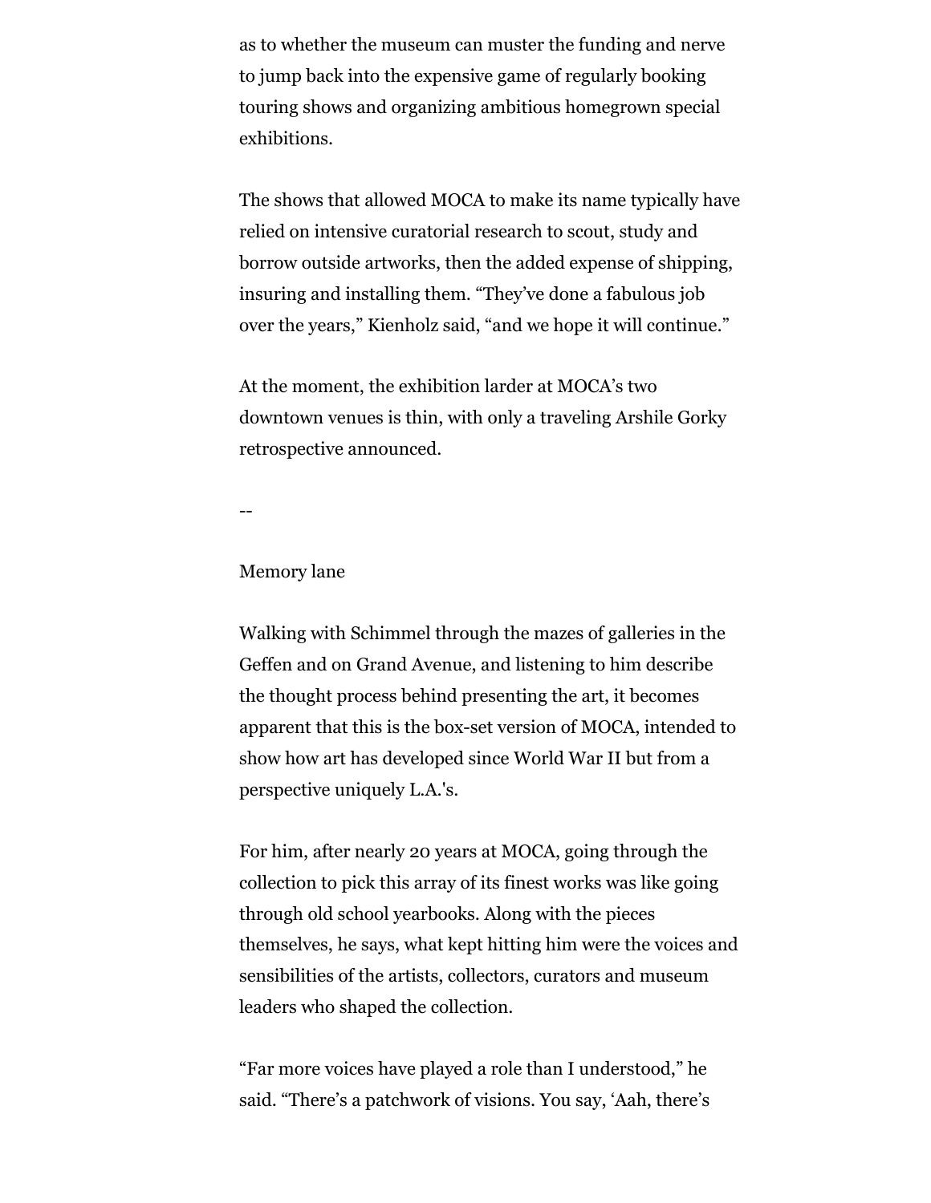as to whether the museum can muster the funding and nerve to jump back into the expensive game of regularly booking touring shows and organizing ambitious homegrown special exhibitions.

The shows that allowed MOCA to make its name typically have relied on intensive curatorial research to scout, study and borrow outside artworks, then the added expense of shipping, insuring and installing them. “They’ve done a fabulous job over the years,” Kienholz said, “and we hope it will continue.”

At the moment, the exhibition larder at MOCA’s two downtown venues is thin, with only a traveling Arshile Gorky retrospective announced.

--

Memory lane

Walking with Schimmel through the mazes of galleries in the Geffen and on Grand Avenue, and listening to him describe the thought process behind presenting the art, it becomes apparent that this is the box-set version of MOCA, intended to show how art has developed since World War II but from a perspective uniquely L.A.'s.

For him, after nearly 20 years at MOCA, going through the collection to pick this array of its finest works was like going through old school yearbooks. Along with the pieces themselves, he says, what kept hitting him were the voices and sensibilities of the artists, collectors, curators and museum leaders who shaped the collection.

“Far more voices have played a role than I understood,” he said. “There’s a patchwork of visions. You say, ‘Aah, there’s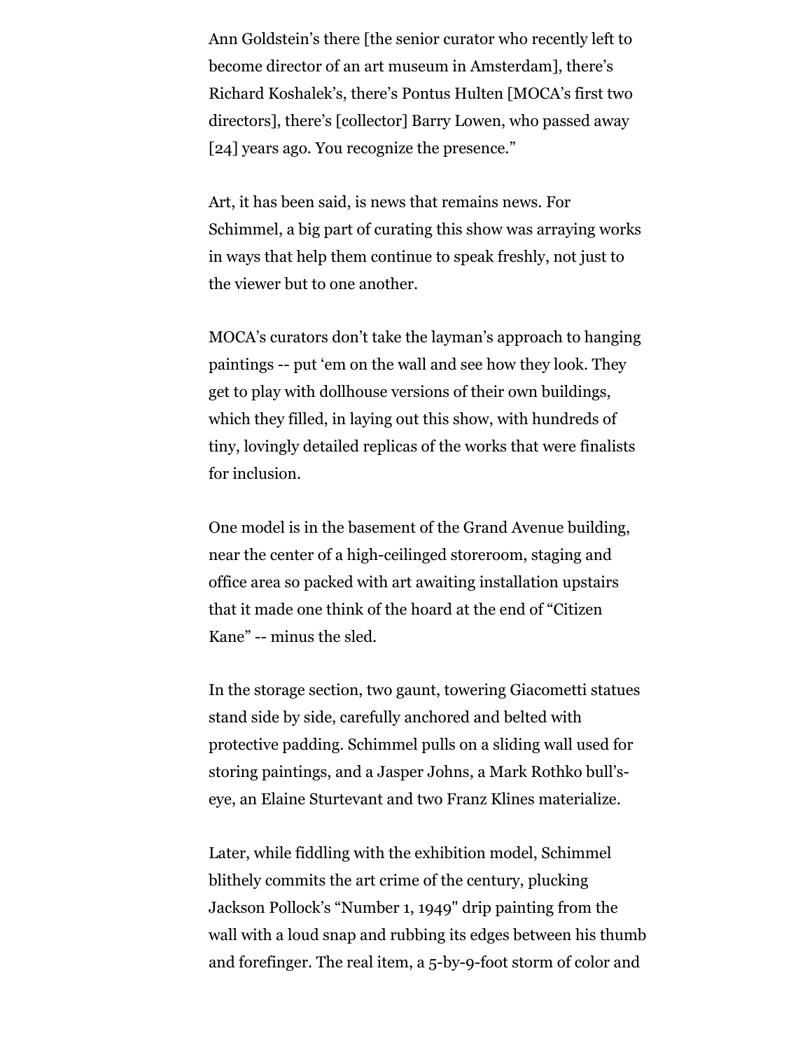Ann Goldstein's there [the senior curator who recently left to become director of an art museum in Amsterdam], there's Richard Koshalek's, there's Pontus Hulten [MOCA's first two directors], there's [collector] Barry Lowen, who passed away [24] years ago. You recognize the presence."

Art, it has been said, is news that remains news. For Schimmel, a big part of curating this show was arraying works in ways that help them continue to speak freshly, not just to the viewer but to one another.

MOCA's curators don't take the layman's approach to hanging paintings -- put 'em on the wall and see how they look. They get to play with dollhouse versions of their own buildings, which they filled, in laying out this show, with hundreds of tiny, lovingly detailed replicas of the works that were finalists for inclusion.

One model is in the basement of the Grand Avenue building, near the center of a high-ceilinged storeroom, staging and office area so packed with art awaiting installation upstairs that it made one think of the hoard at the end of "Citizen Kane" -- minus the sled.

In the storage section, two gaunt, towering Giacometti statues stand side by side, carefully anchored and belted with protective padding. Schimmel pulls on a sliding wall used for storing paintings, and a Jasper Johns, a Mark Rothko bull's-eye, an Elaine Sturtevant and two Franz Klines materialize.

Later, while fiddling with the exhibition model, Schimmel blithely commits the art crime of the century, plucking Jackson Pollock's "Number 1, 1949" drip painting from the wall with a loud snap and rubbing its edges between his thumb and forefinger. The real item, a 5-by-9-foot storm of color and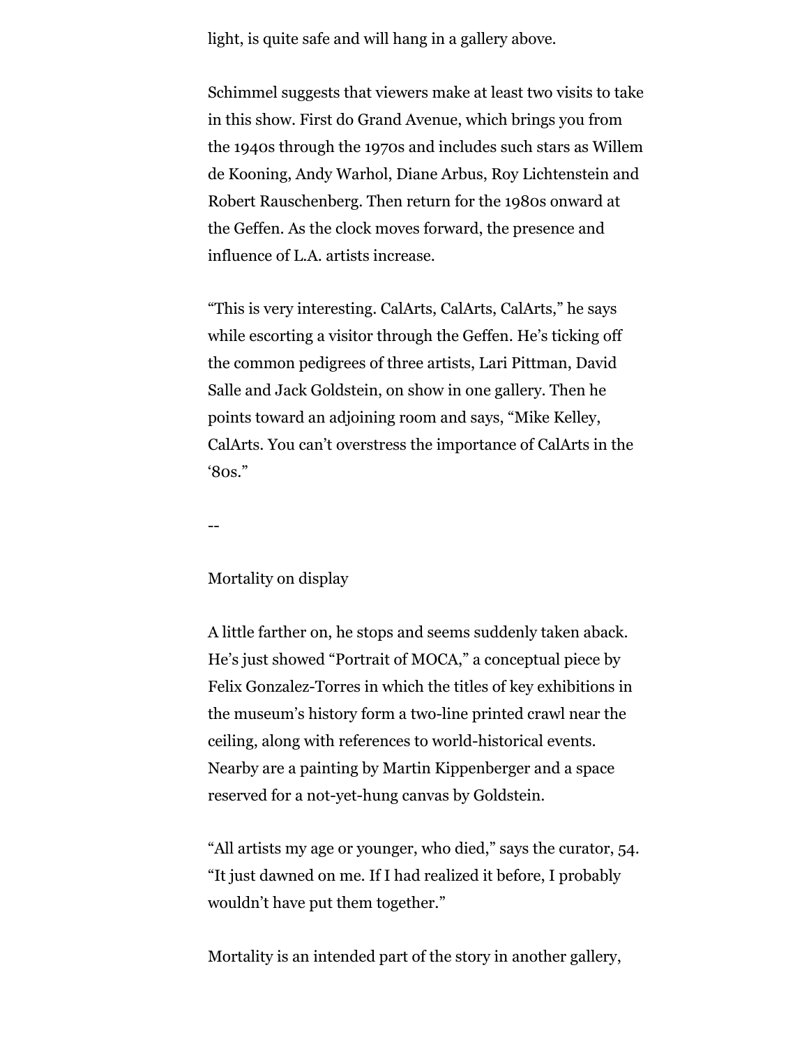light, is quite safe and will hang in a gallery above.

Schimmel suggests that viewers make at least two visits to take in this show. First do Grand Avenue, which brings you from the 1940s through the 1970s and includes such stars as Willem de Kooning, Andy Warhol, Diane Arbus, Roy Lichtenstein and Robert Rauschenberg. Then return for the 1980s onward at the Geffen. As the clock moves forward, the presence and influence of L.A. artists increase.

“This is very interesting. CalArts, CalArts, CalArts,” he says while escorting a visitor through the Geffen. He’s ticking off the common pedigrees of three artists, Lari Pittman, David Salle and Jack Goldstein, on show in one gallery. Then he points toward an adjoining room and says, “Mike Kelley, CalArts. You can’t overstress the importance of CalArts in the ‘80s.”

--

Mortality on display

A little farther on, he stops and seems suddenly taken aback. He’s just showed “Portrait of MOCA,” a conceptual piece by Felix Gonzalez-Torres in which the titles of key exhibitions in the museum’s history form a two-line printed crawl near the ceiling, along with references to world-historical events. Nearby are a painting by Martin Kippenberger and a space reserved for a not-yet-hung canvas by Goldstein.

“All artists my age or younger, who died,” says the curator, 54. “It just dawned on me. If I had realized it before, I probably wouldn’t have put them together.”

Mortality is an intended part of the story in another gallery,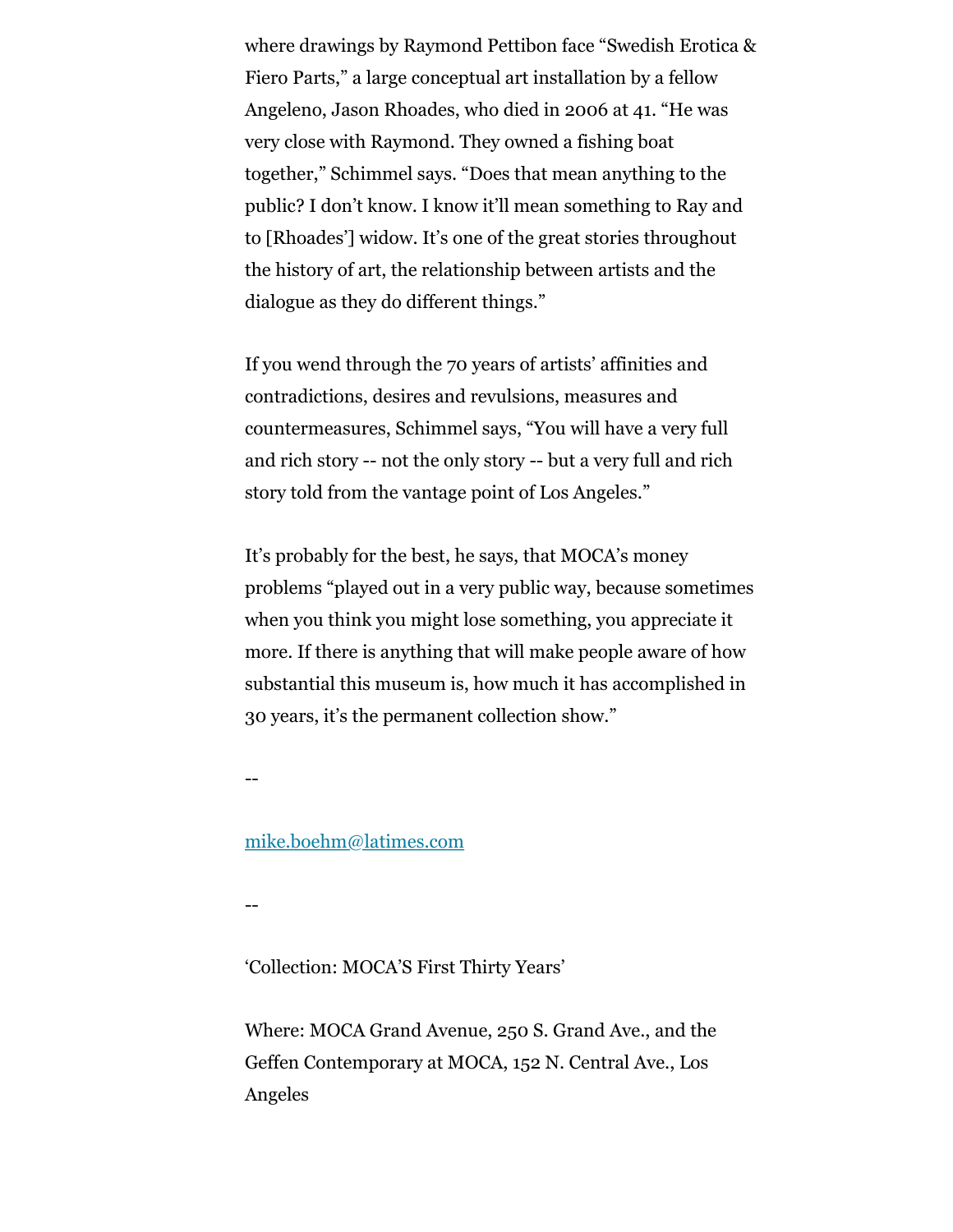where drawings by Raymond Pettibon face "Swedish Erotica & Fiero Parts," a large conceptual art installation by a fellow Angeleno, Jason Rhoades, who died in 2006 at 41. "He was very close with Raymond. They owned a fishing boat together," Schimmel says. "Does that mean anything to the public? I don't know. I know it'll mean something to Ray and to [Rhoades'] widow. It's one of the great stories throughout the history of art, the relationship between artists and the dialogue as they do different things."

If you wend through the 70 years of artists' affinities and contradictions, desires and revulsions, measures and countermeasures, Schimmel says, "You will have a very full and rich story -- not the only story -- but a very full and rich story told from the vantage point of Los Angeles."

It's probably for the best, he says, that MOCA's money problems "played out in a very public way, because sometimes when you think you might lose something, you appreciate it more. If there is anything that will make people aware of how substantial this museum is, how much it has accomplished in 30 years, it's the permanent collection show."

--

mike.boehm@latimes.com

--

'Collection: MOCA'S First Thirty Years'

Where: MOCA Grand Avenue, 250 S. Grand Ave., and the Geffen Contemporary at MOCA, 152 N. Central Ave., Los Angeles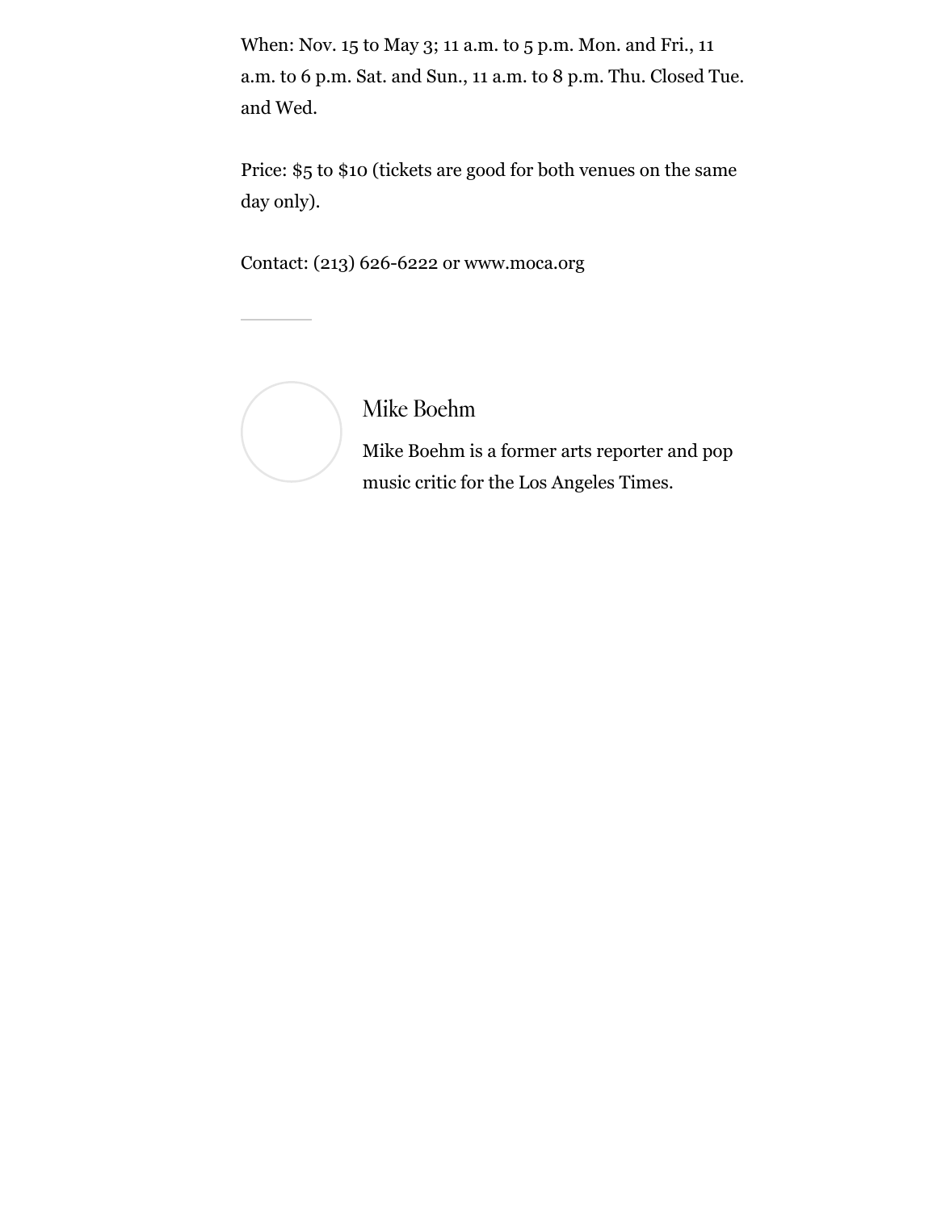When: Nov. 15 to May 3; 11 a.m. to 5 p.m. Mon. and Fri., 11 a.m. to 6 p.m. Sat. and Sun., 11 a.m. to 8 p.m. Thu. Closed Tue. and Wed.

Price: $5 to $10 (tickets are good for both venues on the same day only).

Contact: (213) 626-6222 or www.moca.org

---

### Mike Boehm

Mike Boehm is a former arts reporter and pop music critic for the Los Angeles Times.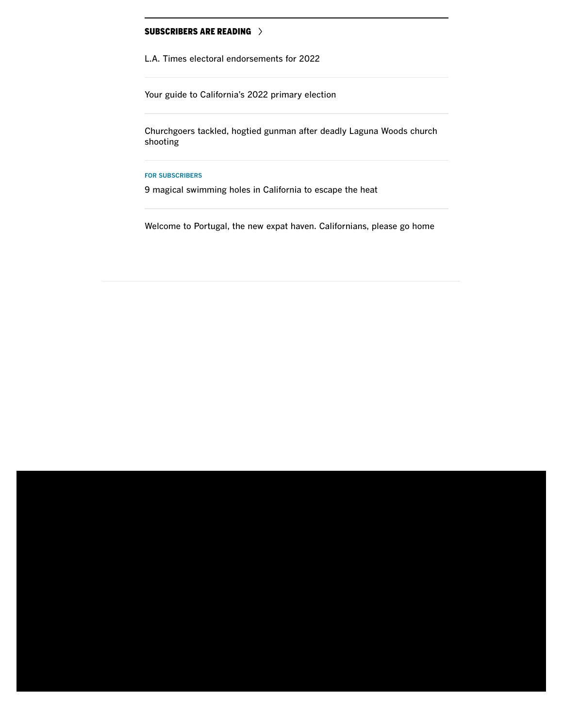## SUBSCRIBERS ARE READING

L.A. Times electoral endorsements for 2022

Your guide to California's 2022 primary election

Churchgoers tackled, hogtied gunman after deadly Laguna Woods church shooting

FOR SUBSCRIBERS

9 magical swimming holes in California to escape the heat

Welcome to Portugal, the new expat haven. Californians, please go home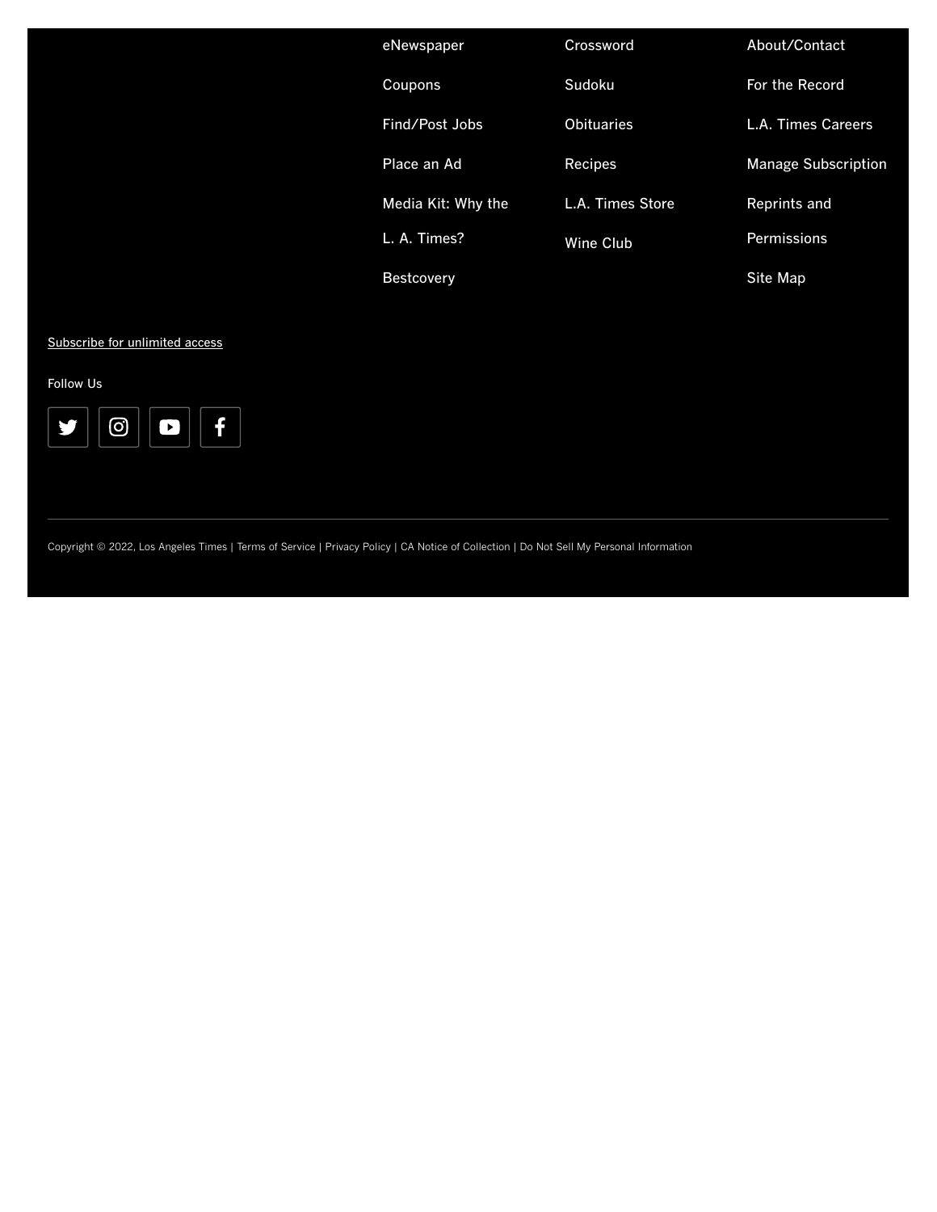- eNewspaper
- Coupons
- Find/Post Jobs
- Place an Ad
- Media Kit: Why the L. A. Times?
- Bestcovery

- Crossword
- Sudoku
- Obituaries
- Recipes
- L.A. Times Store
- Wine Club

- About/Contact
- For the Record
- L.A. Times Careers
- Manage Subscription
- Reprints and Permissions
- Site Map

Subscribe for unlimited access

Follow Us

---

Copyright © 2022, Los Angeles Times | Terms of Service | Privacy Policy | CA Notice of Collection | Do Not Sell My Personal Information